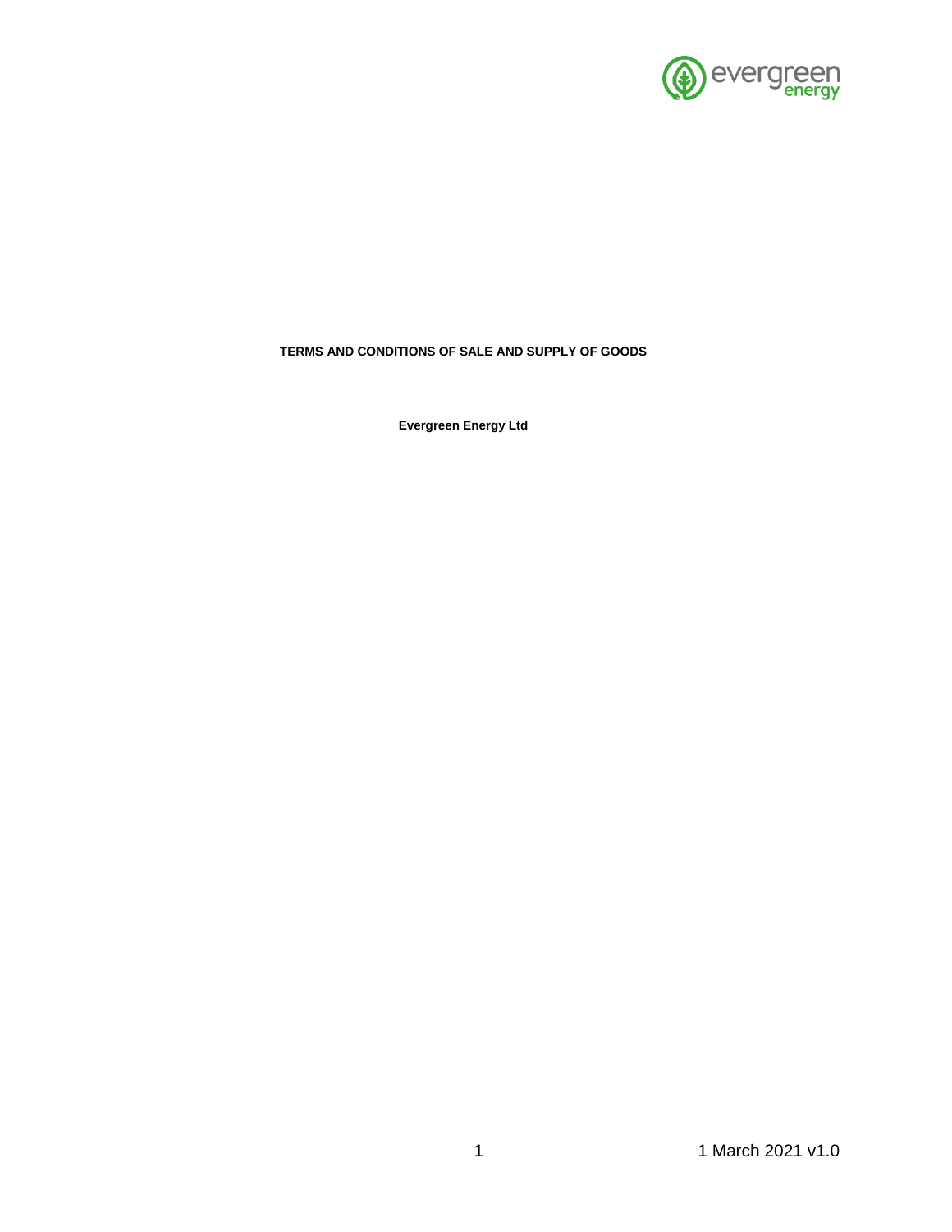**TERMS AND CONDITIONS OF SALE AND SUPPLY OF GOODS**

**Evergreen Energy Ltd**

1 March 2021 v1.0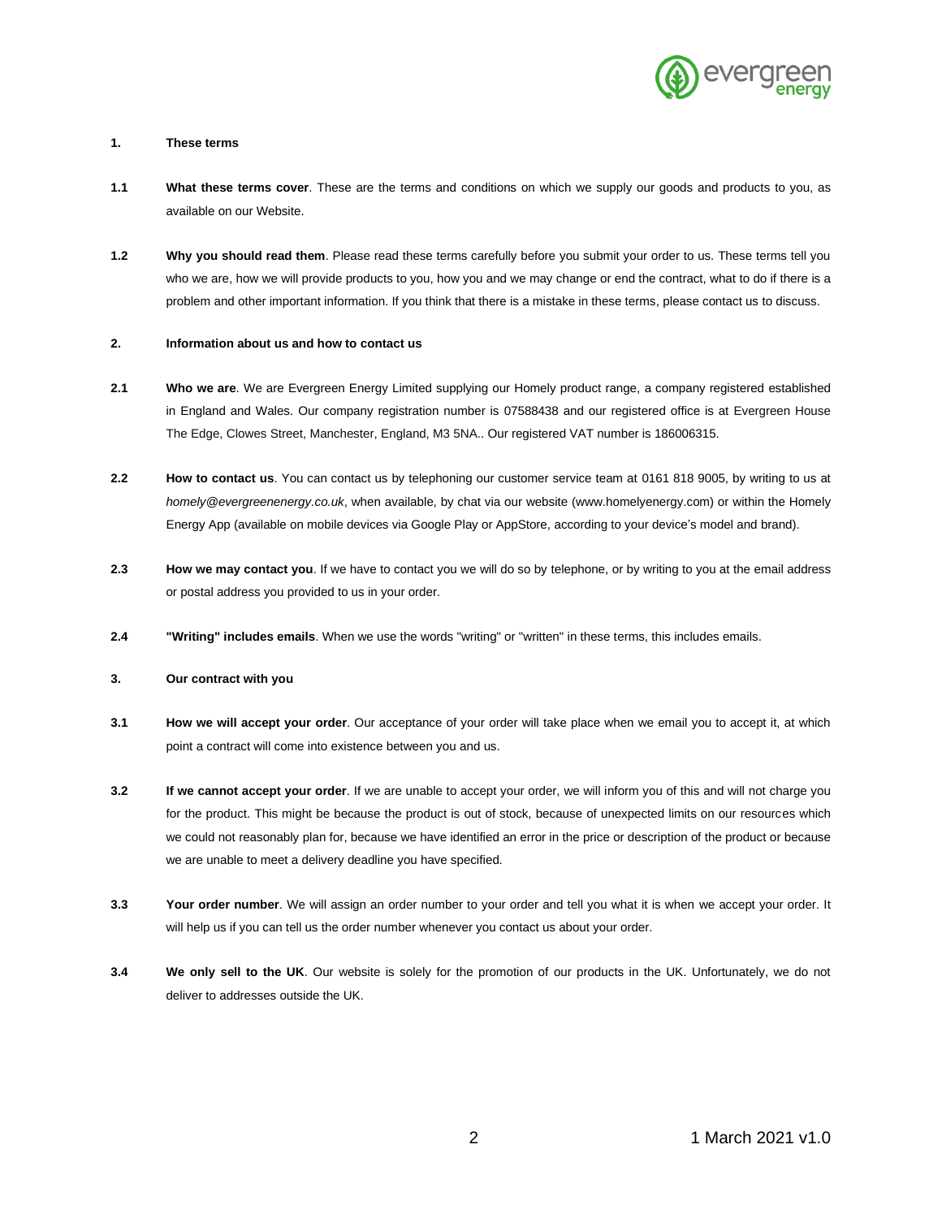## 1. These terms

**1.1** **What these terms cover**. These are the terms and conditions on which we supply our goods and products to you, as available on our Website.

**1.2** **Why you should read them**. Please read these terms carefully before you submit your order to us. These terms tell you who we are, how we will provide products to you, how you and we may change or end the contract, what to do if there is a problem and other important information. If you think that there is a mistake in these terms, please contact us to discuss.

## 2. Information about us and how to contact us

**2.1** **Who we are**. We are Evergreen Energy Limited supplying our Homely product range, a company registered established in England and Wales. Our company registration number is 07588438 and our registered office is at Evergreen House The Edge, Clowes Street, Manchester, England, M3 5NA.. Our registered VAT number is 186006315.

**2.2** **How to contact us**. You can contact us by telephoning our customer service team at 0161 818 9005, by writing to us at *homely@evergreenenergy.co.uk*, when available, by chat via our website (www.homelyenergy.com) or within the Homely Energy App (available on mobile devices via Google Play or AppStore, according to your device's model and brand).

**2.3** **How we may contact you**. If we have to contact you we will do so by telephone, or by writing to you at the email address or postal address you provided to us in your order.

**2.4** **"Writing" includes emails**. When we use the words "writing" or "written" in these terms, this includes emails.

## 3. Our contract with you

**3.1** **How we will accept your order**. Our acceptance of your order will take place when we email you to accept it, at which point a contract will come into existence between you and us.

**3.2** **If we cannot accept your order**. If we are unable to accept your order, we will inform you of this and will not charge you for the product. This might be because the product is out of stock, because of unexpected limits on our resources which we could not reasonably plan for, because we have identified an error in the price or description of the product or because we are unable to meet a delivery deadline you have specified.

**3.3** **Your order number**. We will assign an order number to your order and tell you what it is when we accept your order. It will help us if you can tell us the order number whenever you contact us about your order.

**3.4** **We only sell to the UK**. Our website is solely for the promotion of our products in the UK. Unfortunately, we do not deliver to addresses outside the UK.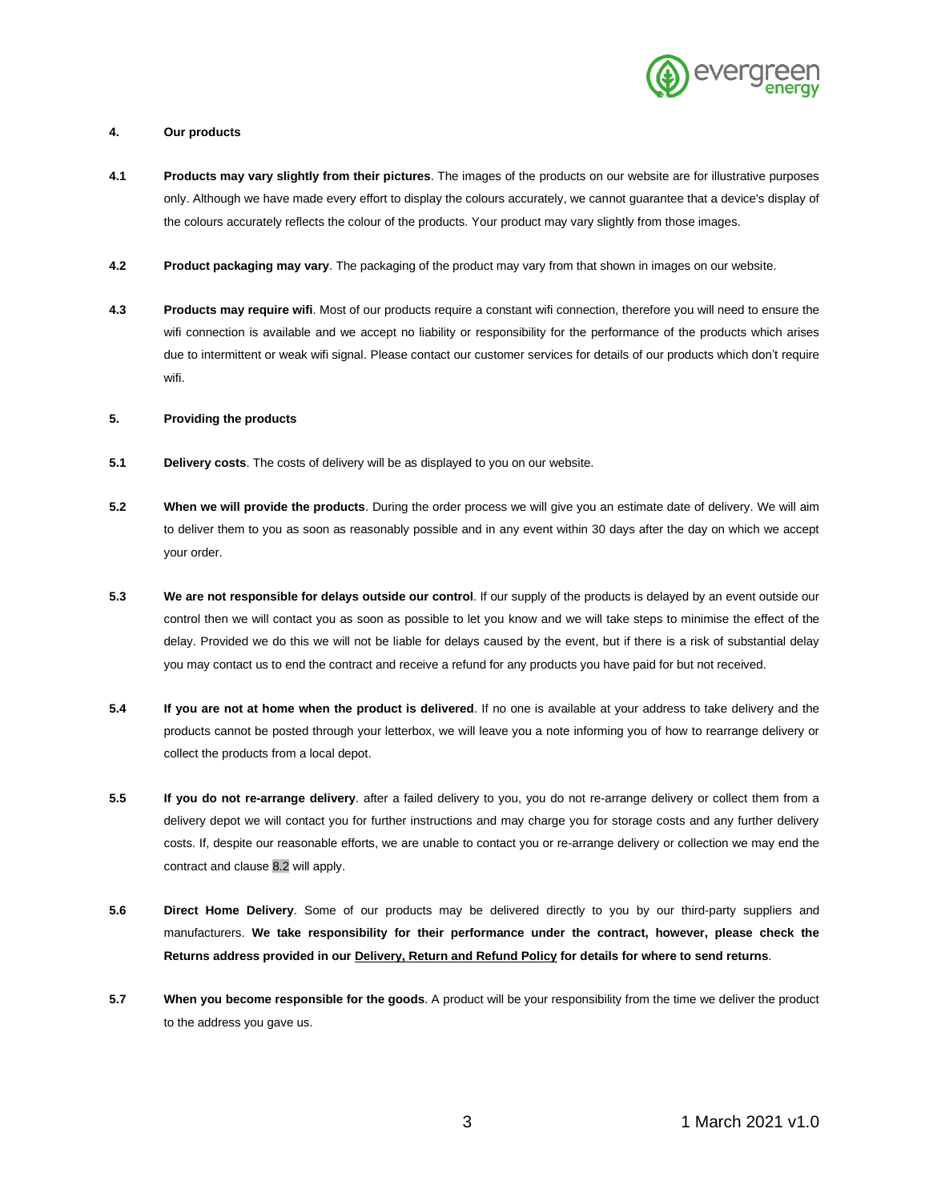**4. Our products**

**4.1 Products may vary slightly from their pictures**. The images of the products on our website are for illustrative purposes only. Although we have made every effort to display the colours accurately, we cannot guarantee that a device's display of the colours accurately reflects the colour of the products. Your product may vary slightly from those images.

**4.2 Product packaging may vary**. The packaging of the product may vary from that shown in images on our website.

**4.3 Products may require wifi**. Most of our products require a constant wifi connection, therefore you will need to ensure the wifi connection is available and we accept no liability or responsibility for the performance of the products which arises due to intermittent or weak wifi signal. Please contact our customer services for details of our products which don't require wifi.

**5. Providing the products**

**5.1 Delivery costs**. The costs of delivery will be as displayed to you on our website.

**5.2 When we will provide the products**. During the order process we will give you an estimate date of delivery. We will aim to deliver them to you as soon as reasonably possible and in any event within 30 days after the day on which we accept your order.

**5.3 We are not responsible for delays outside our control**. If our supply of the products is delayed by an event outside our control then we will contact you as soon as possible to let you know and we will take steps to minimise the effect of the delay. Provided we do this we will not be liable for delays caused by the event, but if there is a risk of substantial delay you may contact us to end the contract and receive a refund for any products you have paid for but not received.

**5.4 If you are not at home when the product is delivered**. If no one is available at your address to take delivery and the products cannot be posted through your letterbox, we will leave you a note informing you of how to rearrange delivery or collect the products from a local depot.

**5.5 If you do not re-arrange delivery**. after a failed delivery to you, you do not re-arrange delivery or collect them from a delivery depot we will contact you for further instructions and may charge you for storage costs and any further delivery costs. If, despite our reasonable efforts, we are unable to contact you or re-arrange delivery or collection we may end the contract and clause 8.2 will apply.

**5.6 Direct Home Delivery**. Some of our products may be delivered directly to you by our third-party suppliers and manufacturers. **We take responsibility for their performance under the contract, however, please check the Returns address provided in our Delivery, Return and Refund Policy for details for where to send returns**.

**5.7 When you become responsible for the goods**. A product will be your responsibility from the time we deliver the product to the address you gave us.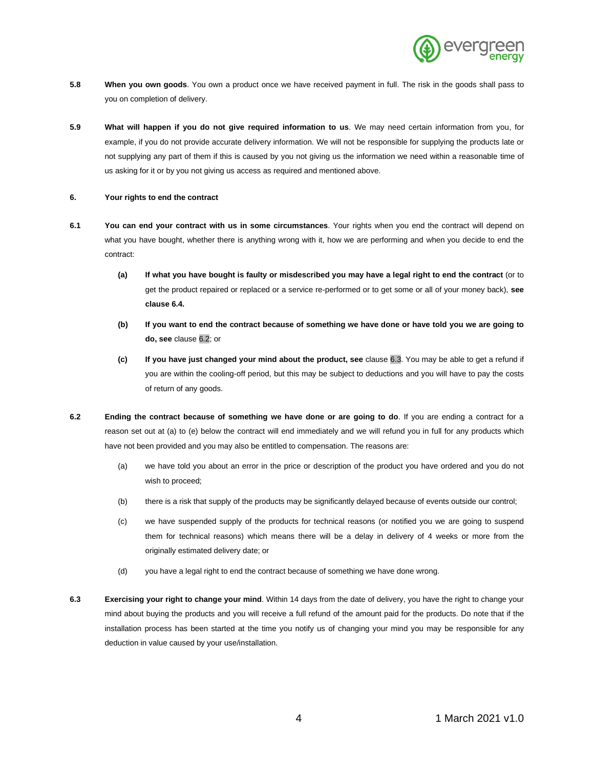**5.8 When you own goods**. You own a product once we have received payment in full. The risk in the goods shall pass to you on completion of delivery.

**5.9 What will happen if you do not give required information to us**. We may need certain information from you, for example, if you do not provide accurate delivery information. We will not be responsible for supplying the products late or not supplying any part of them if this is caused by you not giving us the information we need within a reasonable time of us asking for it or by you not giving us access as required and mentioned above.

## 6. Your rights to end the contract

**6.1 You can end your contract with us in some circumstances**. Your rights when you end the contract will depend on what you have bought, whether there is anything wrong with it, how we are performing and when you decide to end the contract:

- **(a) If what you have bought is faulty or misdescribed you may have a legal right to end the contract** (or to get the product repaired or replaced or a service re-performed or to get some or all of your money back), **see clause 6.4.**
- **(b) If you want to end the contract because of something we have done or have told you we are going to do, see** clause 6.2; or
- **(c) If you have just changed your mind about the product, see** clause 6.3. You may be able to get a refund if you are within the cooling-off period, but this may be subject to deductions and you will have to pay the costs of return of any goods.

**6.2 Ending the contract because of something we have done or are going to do**. If you are ending a contract for a reason set out at (a) to (e) below the contract will end immediately and we will refund you in full for any products which have not been provided and you may also be entitled to compensation. The reasons are:

- (a) we have told you about an error in the price or description of the product you have ordered and you do not wish to proceed;
- (b) there is a risk that supply of the products may be significantly delayed because of events outside our control;
- (c) we have suspended supply of the products for technical reasons (or notified you we are going to suspend them for technical reasons) which means there will be a delay in delivery of 4 weeks or more from the originally estimated delivery date; or
- (d) you have a legal right to end the contract because of something we have done wrong.

**6.3 Exercising your right to change your mind**. Within 14 days from the date of delivery, you have the right to change your mind about buying the products and you will receive a full refund of the amount paid for the products. Do note that if the installation process has been started at the time you notify us of changing your mind you may be responsible for any deduction in value caused by your use/installation.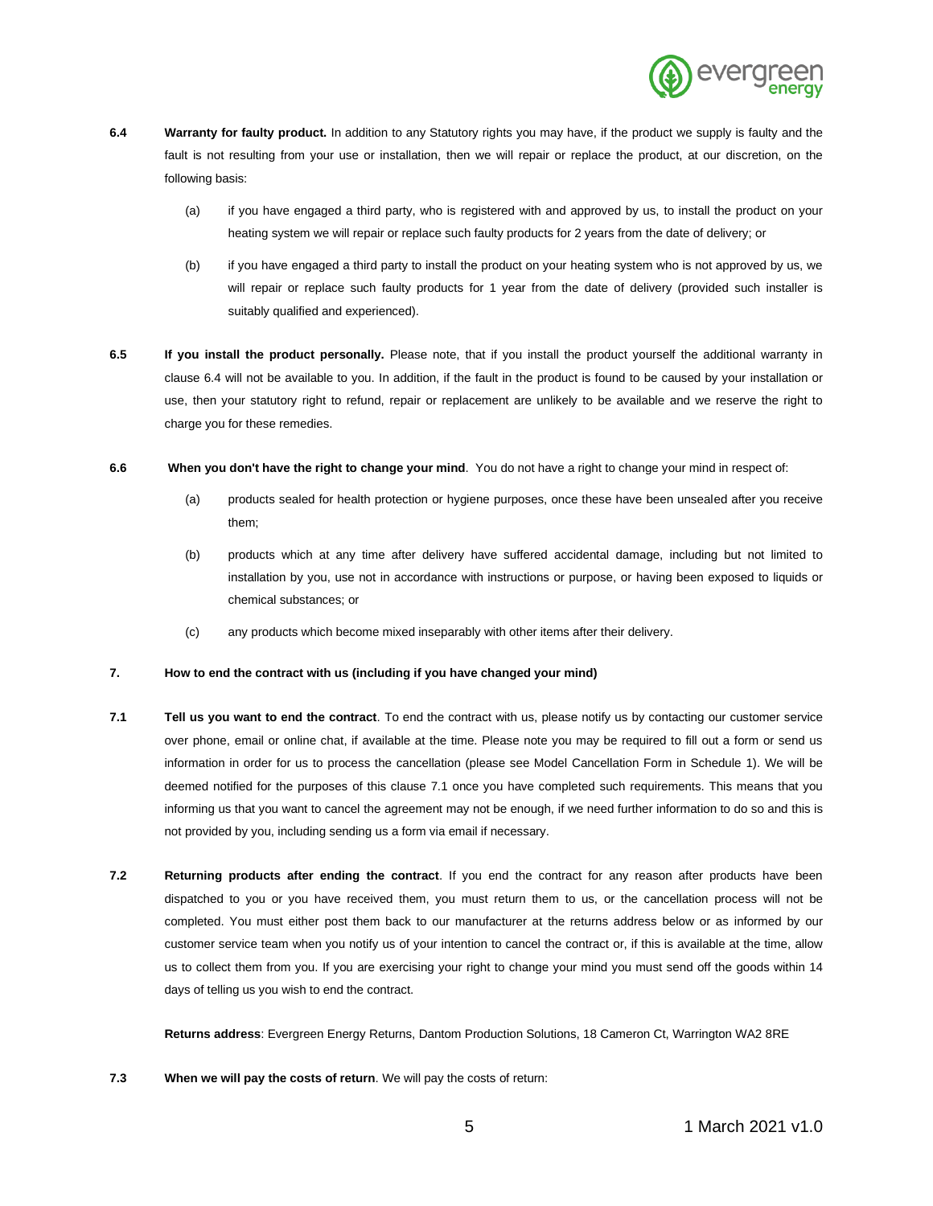**6.4** **Warranty for faulty product.** In addition to any Statutory rights you may have, if the product we supply is faulty and the fault is not resulting from your use or installation, then we will repair or replace the product, at our discretion, on the following basis:

(a) if you have engaged a third party, who is registered with and approved by us, to install the product on your heating system we will repair or replace such faulty products for 2 years from the date of delivery; or

(b) if you have engaged a third party to install the product on your heating system who is not approved by us, we will repair or replace such faulty products for 1 year from the date of delivery (provided such installer is suitably qualified and experienced).

**6.5** **If you install the product personally.** Please note, that if you install the product yourself the additional warranty in clause 6.4 will not be available to you. In addition, if the fault in the product is found to be caused by your installation or use, then your statutory right to refund, repair or replacement are unlikely to be available and we reserve the right to charge you for these remedies.

**6.6** **When you don't have the right to change your mind**. You do not have a right to change your mind in respect of:

(a) products sealed for health protection or hygiene purposes, once these have been unsealed after you receive them;

(b) products which at any time after delivery have suffered accidental damage, including but not limited to installation by you, use not in accordance with instructions or purpose, or having been exposed to liquids or chemical substances; or

(c) any products which become mixed inseparably with other items after their delivery.

## 7. How to end the contract with us (including if you have changed your mind)

**7.1** **Tell us you want to end the contract**. To end the contract with us, please notify us by contacting our customer service over phone, email or online chat, if available at the time. Please note you may be required to fill out a form or send us information in order for us to process the cancellation (please see Model Cancellation Form in Schedule 1). We will be deemed notified for the purposes of this clause 7.1 once you have completed such requirements. This means that you informing us that you want to cancel the agreement may not be enough, if we need further information to do so and this is not provided by you, including sending us a form via email if necessary.

**7.2** **Returning products after ending the contract**. If you end the contract for any reason after products have been dispatched to you or you have received them, you must return them to us, or the cancellation process will not be completed. You must either post them back to our manufacturer at the returns address below or as informed by our customer service team when you notify us of your intention to cancel the contract or, if this is available at the time, allow us to collect them from you. If you are exercising your right to change your mind you must send off the goods within 14 days of telling us you wish to end the contract.

**Returns address**: Evergreen Energy Returns, Dantom Production Solutions, 18 Cameron Ct, Warrington WA2 8RE

**7.3** **When we will pay the costs of return**. We will pay the costs of return: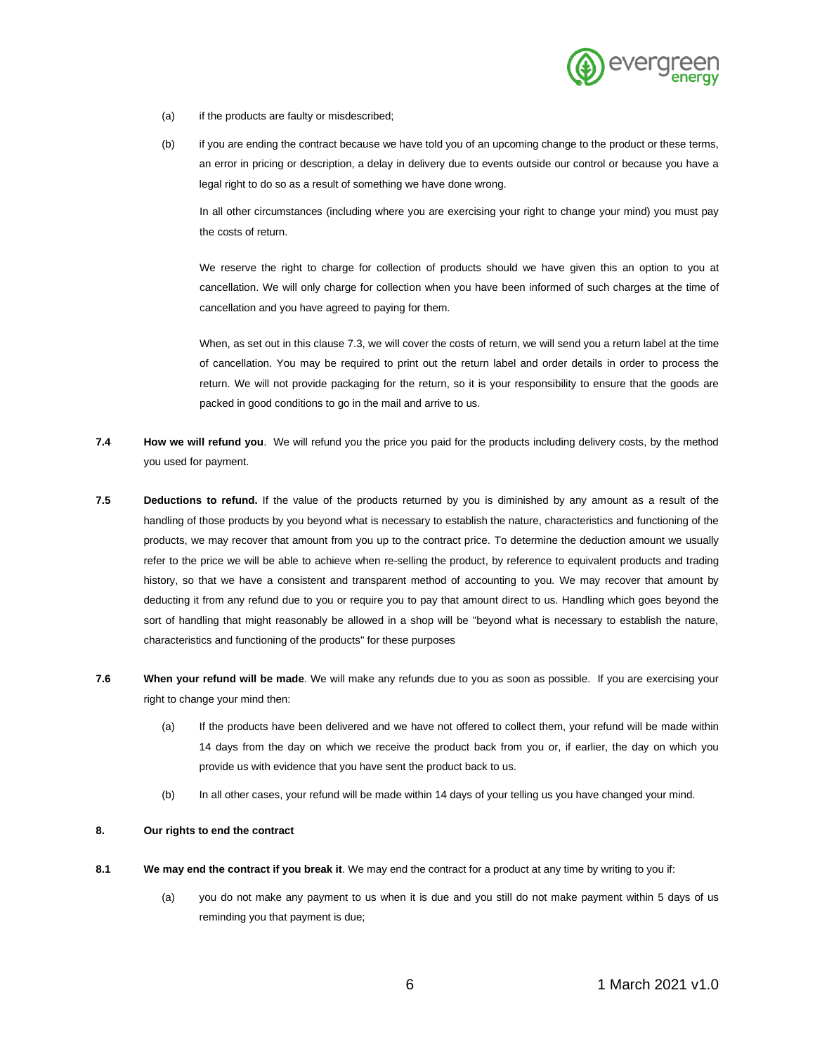(a) if the products are faulty or misdescribed;

(b) if you are ending the contract because we have told you of an upcoming change to the product or these terms, an error in pricing or description, a delay in delivery due to events outside our control or because you have a legal right to do so as a result of something we have done wrong.

In all other circumstances (including where you are exercising your right to change your mind) you must pay the costs of return.

We reserve the right to charge for collection of products should we have given this an option to you at cancellation. We will only charge for collection when you have been informed of such charges at the time of cancellation and you have agreed to paying for them.

When, as set out in this clause 7.3, we will cover the costs of return, we will send you a return label at the time of cancellation. You may be required to print out the return label and order details in order to process the return. We will not provide packaging for the return, so it is your responsibility to ensure that the goods are packed in good conditions to go in the mail and arrive to us.

**7.4 How we will refund you**. We will refund you the price you paid for the products including delivery costs, by the method you used for payment.

**7.5 Deductions to refund.** If the value of the products returned by you is diminished by any amount as a result of the handling of those products by you beyond what is necessary to establish the nature, characteristics and functioning of the products, we may recover that amount from you up to the contract price. To determine the deduction amount we usually refer to the price we will be able to achieve when re-selling the product, by reference to equivalent products and trading history, so that we have a consistent and transparent method of accounting to you. We may recover that amount by deducting it from any refund due to you or require you to pay that amount direct to us. Handling which goes beyond the sort of handling that might reasonably be allowed in a shop will be "beyond what is necessary to establish the nature, characteristics and functioning of the products" for these purposes

**7.6 When your refund will be made**. We will make any refunds due to you as soon as possible. If you are exercising your right to change your mind then:

(a) If the products have been delivered and we have not offered to collect them, your refund will be made within 14 days from the day on which we receive the product back from you or, if earlier, the day on which you provide us with evidence that you have sent the product back to us.

(b) In all other cases, your refund will be made within 14 days of your telling us you have changed your mind.

## 8. Our rights to end the contract

**8.1 We may end the contract if you break it**. We may end the contract for a product at any time by writing to you if:

(a) you do not make any payment to us when it is due and you still do not make payment within 5 days of us reminding you that payment is due;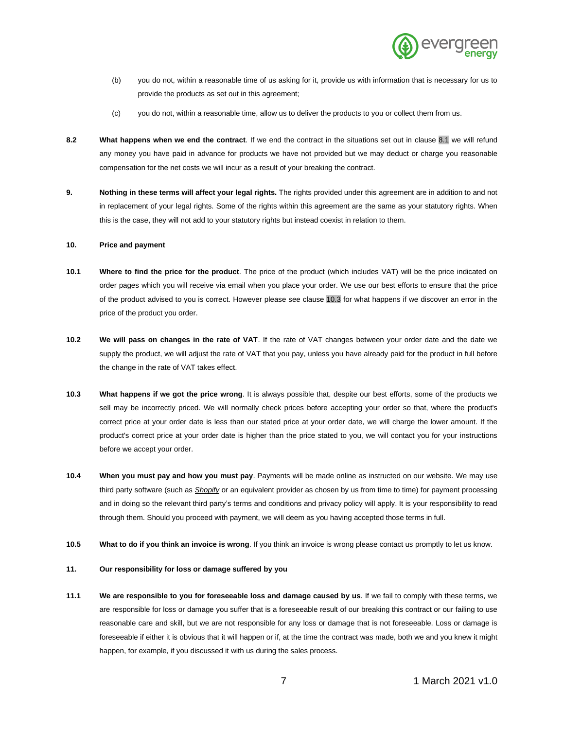(b) you do not, within a reasonable time of us asking for it, provide us with information that is necessary for us to provide the products as set out in this agreement;

(c) you do not, within a reasonable time, allow us to deliver the products to you or collect them from us.

**8.2** **What happens when we end the contract**. If we end the contract in the situations set out in clause 8.1 we will refund any money you have paid in advance for products we have not provided but we may deduct or charge you reasonable compensation for the net costs we will incur as a result of your breaking the contract.

**9.** **Nothing in these terms will affect your legal rights.** The rights provided under this agreement are in addition to and not in replacement of your legal rights. Some of the rights within this agreement are the same as your statutory rights. When this is the case, they will not add to your statutory rights but instead coexist in relation to them.

**10.** **Price and payment**

**10.1** **Where to find the price for the product**. The price of the product (which includes VAT) will be the price indicated on order pages which you will receive via email when you place your order. We use our best efforts to ensure that the price of the product advised to you is correct. However please see clause 10.3 for what happens if we discover an error in the price of the product you order.

**10.2** **We will pass on changes in the rate of VAT**. If the rate of VAT changes between your order date and the date we supply the product, we will adjust the rate of VAT that you pay, unless you have already paid for the product in full before the change in the rate of VAT takes effect.

**10.3** **What happens if we got the price wrong**. It is always possible that, despite our best efforts, some of the products we sell may be incorrectly priced. We will normally check prices before accepting your order so that, where the product's correct price at your order date is less than our stated price at your order date, we will charge the lower amount. If the product's correct price at your order date is higher than the price stated to you, we will contact you for your instructions before we accept your order.

**10.4** **When you must pay and how you must pay**. Payments will be made online as instructed on our website. We may use third party software (such as *Shopify* or an equivalent provider as chosen by us from time to time) for payment processing and in doing so the relevant third party's terms and conditions and privacy policy will apply. It is your responsibility to read through them. Should you proceed with payment, we will deem as you having accepted those terms in full.

**10.5** **What to do if you think an invoice is wrong**. If you think an invoice is wrong please contact us promptly to let us know.

**11.** **Our responsibility for loss or damage suffered by you**

**11.1** **We are responsible to you for foreseeable loss and damage caused by us**. If we fail to comply with these terms, we are responsible for loss or damage you suffer that is a foreseeable result of our breaking this contract or our failing to use reasonable care and skill, but we are not responsible for any loss or damage that is not foreseeable. Loss or damage is foreseeable if either it is obvious that it will happen or if, at the time the contract was made, both we and you knew it might happen, for example, if you discussed it with us during the sales process.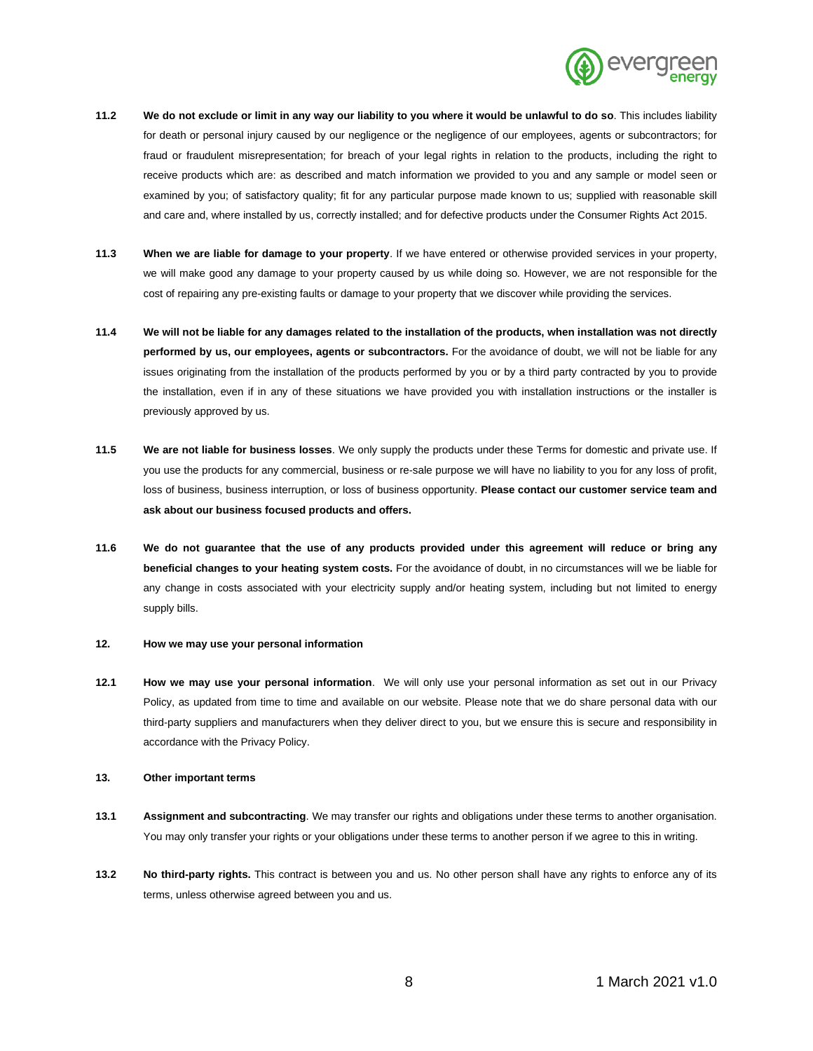**11.2** **We do not exclude or limit in any way our liability to you where it would be unlawful to do so**. This includes liability for death or personal injury caused by our negligence or the negligence of our employees, agents or subcontractors; for fraud or fraudulent misrepresentation; for breach of your legal rights in relation to the products, including the right to receive products which are: as described and match information we provided to you and any sample or model seen or examined by you; of satisfactory quality; fit for any particular purpose made known to us; supplied with reasonable skill and care and, where installed by us, correctly installed; and for defective products under the Consumer Rights Act 2015.

**11.3** **When we are liable for damage to your property**. If we have entered or otherwise provided services in your property, we will make good any damage to your property caused by us while doing so. However, we are not responsible for the cost of repairing any pre-existing faults or damage to your property that we discover while providing the services.

**11.4** **We will not be liable for any damages related to the installation of the products, when installation was not directly performed by us, our employees, agents or subcontractors.** For the avoidance of doubt, we will not be liable for any issues originating from the installation of the products performed by you or by a third party contracted by you to provide the installation, even if in any of these situations we have provided you with installation instructions or the installer is previously approved by us.

**11.5** **We are not liable for business losses**. We only supply the products under these Terms for domestic and private use. If you use the products for any commercial, business or re-sale purpose we will have no liability to you for any loss of profit, loss of business, business interruption, or loss of business opportunity. **Please contact our customer service team and ask about our business focused products and offers.**

**11.6** **We do not guarantee that the use of any products provided under this agreement will reduce or bring any beneficial changes to your heating system costs.** For the avoidance of doubt, in no circumstances will we be liable for any change in costs associated with your electricity supply and/or heating system, including but not limited to energy supply bills.

## 12. How we may use your personal information

**12.1** **How we may use your personal information**. We will only use your personal information as set out in our Privacy Policy, as updated from time to time and available on our website. Please note that we do share personal data with our third-party suppliers and manufacturers when they deliver direct to you, but we ensure this is secure and responsibility in accordance with the Privacy Policy.

## 13. Other important terms

**13.1** **Assignment and subcontracting**. We may transfer our rights and obligations under these terms to another organisation. You may only transfer your rights or your obligations under these terms to another person if we agree to this in writing.

**13.2** **No third-party rights.** This contract is between you and us. No other person shall have any rights to enforce any of its terms, unless otherwise agreed between you and us.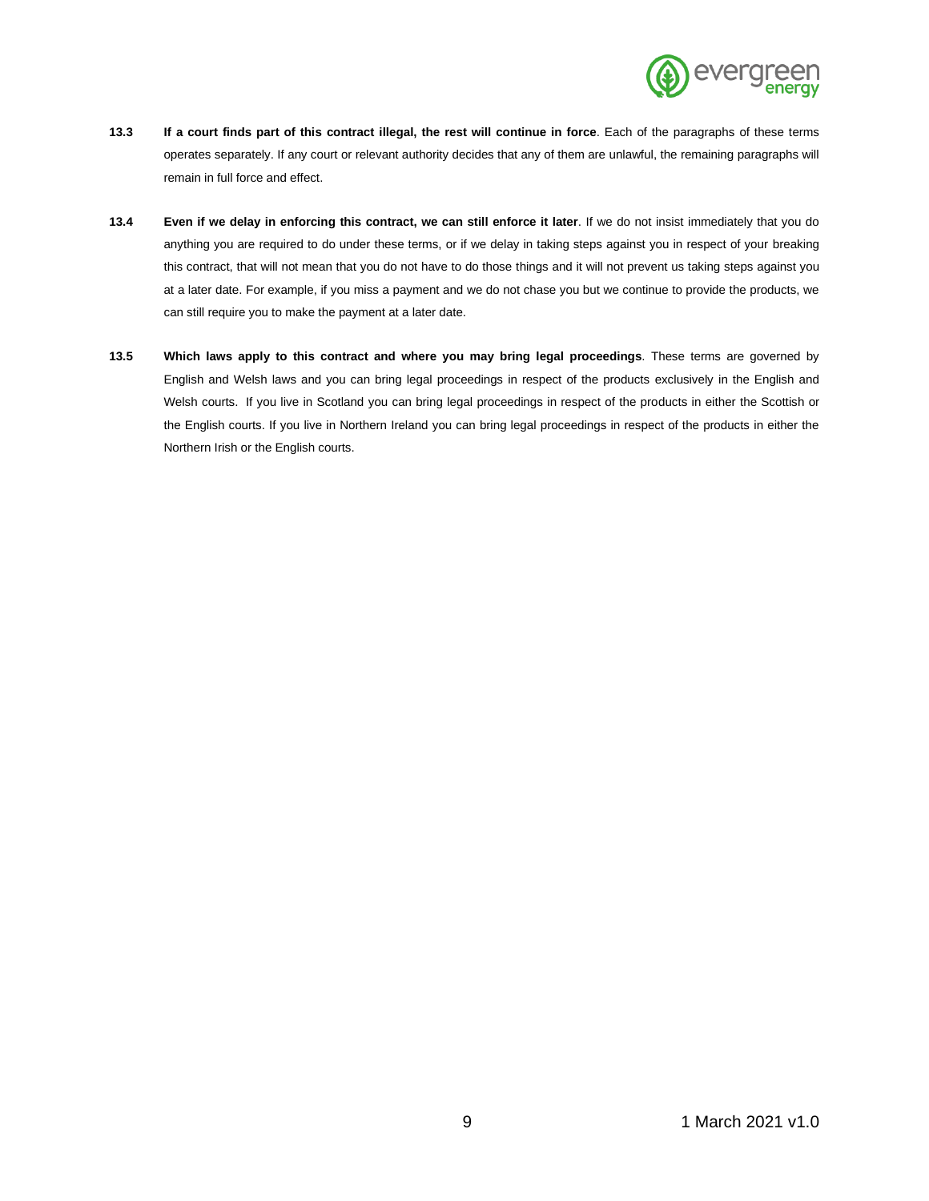**13.3** **If a court finds part of this contract illegal, the rest will continue in force**. Each of the paragraphs of these terms operates separately. If any court or relevant authority decides that any of them are unlawful, the remaining paragraphs will remain in full force and effect.

**13.4** **Even if we delay in enforcing this contract, we can still enforce it later**. If we do not insist immediately that you do anything you are required to do under these terms, or if we delay in taking steps against you in respect of your breaking this contract, that will not mean that you do not have to do those things and it will not prevent us taking steps against you at a later date. For example, if you miss a payment and we do not chase you but we continue to provide the products, we can still require you to make the payment at a later date.

**13.5** **Which laws apply to this contract and where you may bring legal proceedings**. These terms are governed by English and Welsh laws and you can bring legal proceedings in respect of the products exclusively in the English and Welsh courts. If you live in Scotland you can bring legal proceedings in respect of the products in either the Scottish or the English courts. If you live in Northern Ireland you can bring legal proceedings in respect of the products in either the Northern Irish or the English courts.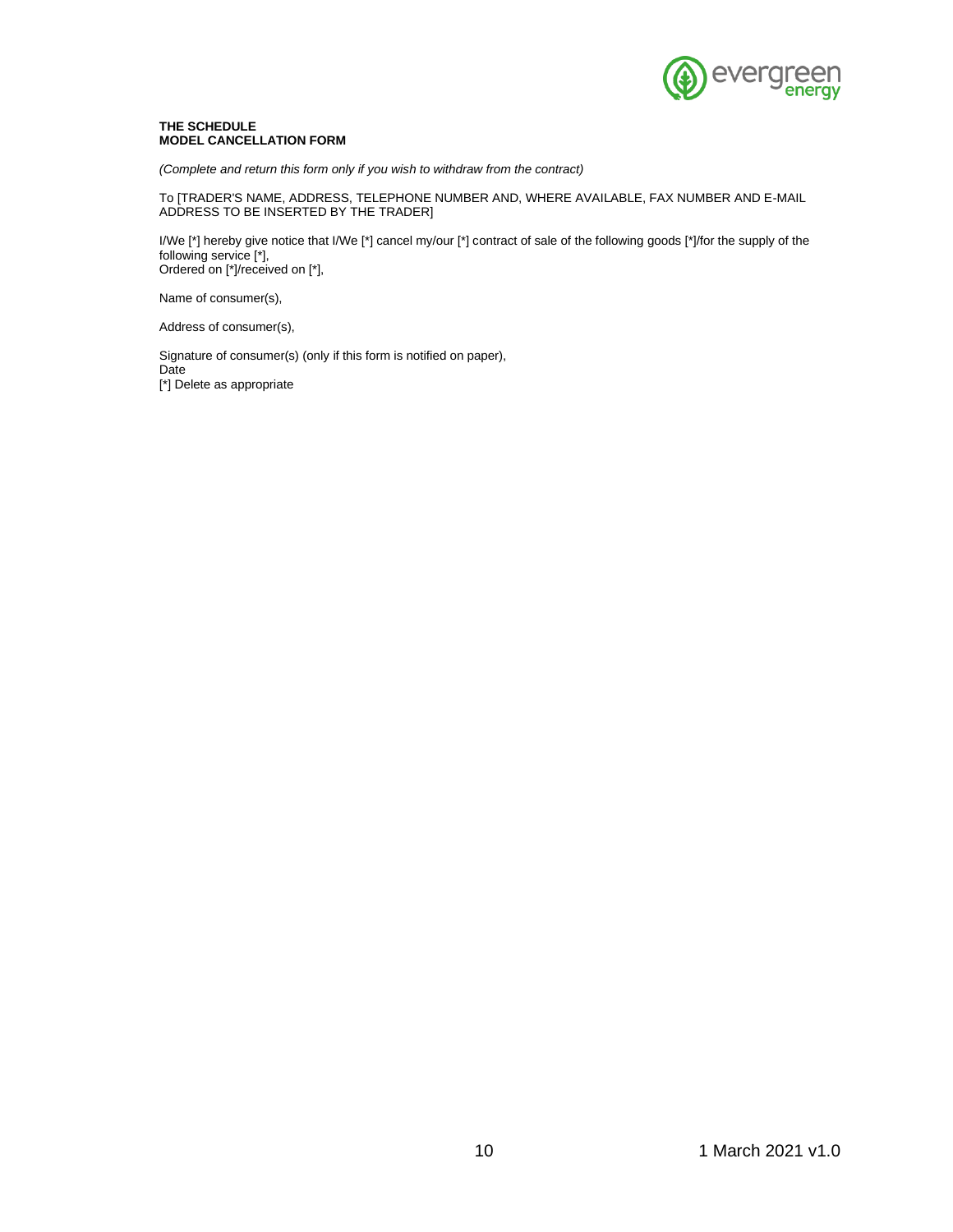**THE SCHEDULE**
**MODEL CANCELLATION FORM**

*(Complete and return this form only if you wish to withdraw from the contract)*

To [TRADER'S NAME, ADDRESS, TELEPHONE NUMBER AND, WHERE AVAILABLE, FAX NUMBER AND E-MAIL ADDRESS TO BE INSERTED BY THE TRADER]

I/We [*] hereby give notice that I/We [*] cancel my/our [*] contract of sale of the following goods [*]/for the supply of the following service [*],
Ordered on [*]/received on [*],

Name of consumer(s),

Address of consumer(s),

Signature of consumer(s) (only if this form is notified on paper),
Date
[*] Delete as appropriate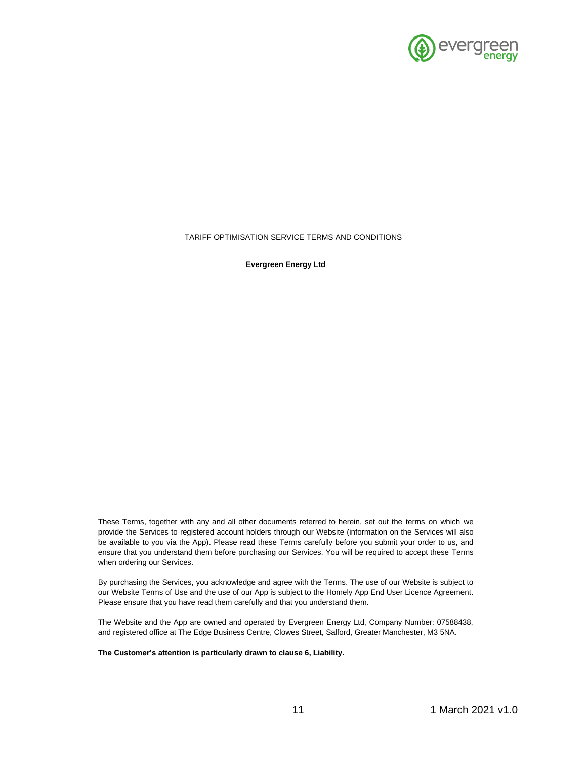TARIFF OPTIMISATION SERVICE TERMS AND CONDITIONS

**Evergreen Energy Ltd**

These Terms, together with any and all other documents referred to herein, set out the terms on which we provide the Services to registered account holders through our Website (information on the Services will also be available to you via the App). Please read these Terms carefully before you submit your order to us, and ensure that you understand them before purchasing our Services. You will be required to accept these Terms when ordering our Services.

By purchasing the Services, you acknowledge and agree with the Terms. The use of our Website is subject to our Website Terms of Use and the use of our App is subject to the Homely App End User Licence Agreement. Please ensure that you have read them carefully and that you understand them.

The Website and the App are owned and operated by Evergreen Energy Ltd, Company Number: 07588438, and registered office at The Edge Business Centre, Clowes Street, Salford, Greater Manchester, M3 5NA.

**The Customer's attention is particularly drawn to clause 6, Liability.**

1 March 2021 v1.0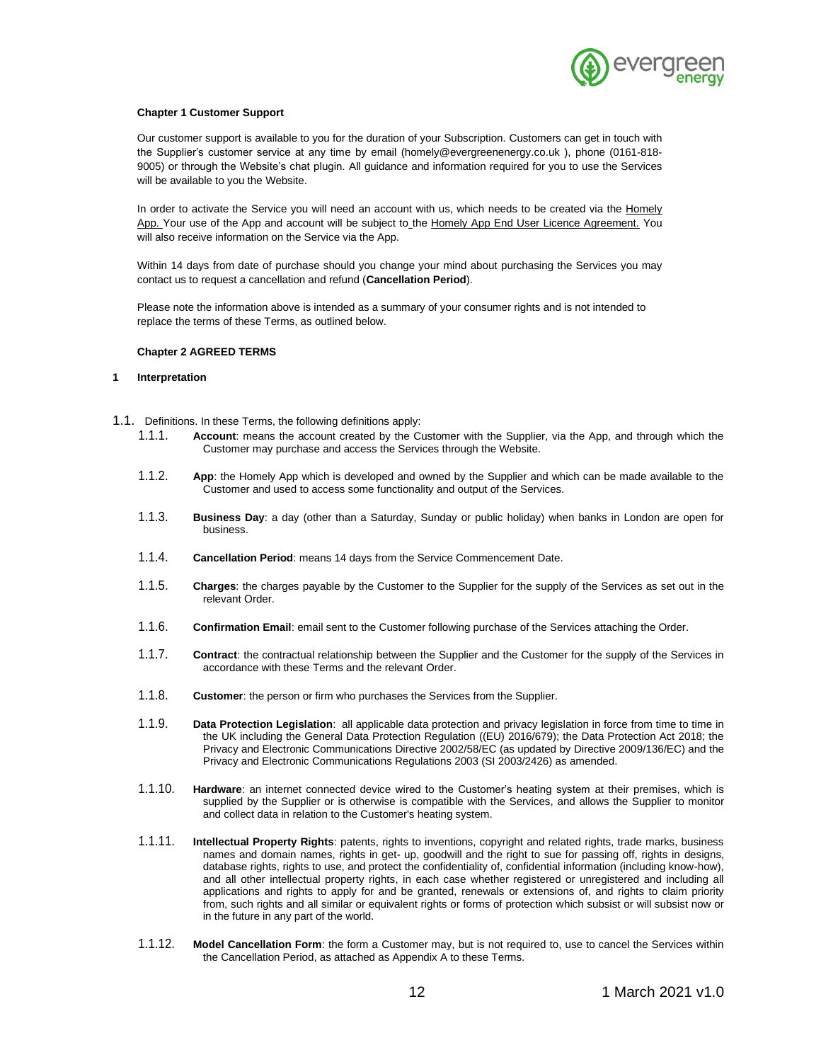**Chapter 1 Customer Support**

Our customer support is available to you for the duration of your Subscription. Customers can get in touch with the Supplier's customer service at any time by email (homely@evergreenenergy.co.uk ), phone (0161-818-9005) or through the Website's chat plugin. All guidance and information required for you to use the Services will be available to you the Website.

In order to activate the Service you will need an account with us, which needs to be created via the Homely App. Your use of the App and account will be subject to the Homely App End User Licence Agreement. You will also receive information on the Service via the App.

Within 14 days from date of purchase should you change your mind about purchasing the Services you may contact us to request a cancellation and refund (**Cancellation Period**).

Please note the information above is intended as a summary of your consumer rights and is not intended to replace the terms of these Terms, as outlined below.

**Chapter 2 AGREED TERMS**

**1 Interpretation**

1.1. Definitions. In these Terms, the following definitions apply:

1.1.1. **Account**: means the account created by the Customer with the Supplier, via the App, and through which the Customer may purchase and access the Services through the Website.

1.1.2. **App**: the Homely App which is developed and owned by the Supplier and which can be made available to the Customer and used to access some functionality and output of the Services.

1.1.3. **Business Day**: a day (other than a Saturday, Sunday or public holiday) when banks in London are open for business.

1.1.4. **Cancellation Period**: means 14 days from the Service Commencement Date.

1.1.5. **Charges**: the charges payable by the Customer to the Supplier for the supply of the Services as set out in the relevant Order.

1.1.6. **Confirmation Email**: email sent to the Customer following purchase of the Services attaching the Order.

1.1.7. **Contract**: the contractual relationship between the Supplier and the Customer for the supply of the Services in accordance with these Terms and the relevant Order.

1.1.8. **Customer**: the person or firm who purchases the Services from the Supplier.

1.1.9. **Data Protection Legislation**: all applicable data protection and privacy legislation in force from time to time in the UK including the General Data Protection Regulation ((EU) 2016/679); the Data Protection Act 2018; the Privacy and Electronic Communications Directive 2002/58/EC (as updated by Directive 2009/136/EC) and the Privacy and Electronic Communications Regulations 2003 (SI 2003/2426) as amended.

1.1.10. **Hardware**: an internet connected device wired to the Customer's heating system at their premises, which is supplied by the Supplier or is otherwise is compatible with the Services, and allows the Supplier to monitor and collect data in relation to the Customer's heating system.

1.1.11. **Intellectual Property Rights**: patents, rights to inventions, copyright and related rights, trade marks, business names and domain names, rights in get- up, goodwill and the right to sue for passing off, rights in designs, database rights, rights to use, and protect the confidentiality of, confidential information (including know-how), and all other intellectual property rights, in each case whether registered or unregistered and including all applications and rights to apply for and be granted, renewals or extensions of, and rights to claim priority from, such rights and all similar or equivalent rights or forms of protection which subsist or will subsist now or in the future in any part of the world.

1.1.12. **Model Cancellation Form**: the form a Customer may, but is not required to, use to cancel the Services within the Cancellation Period, as attached as Appendix A to these Terms.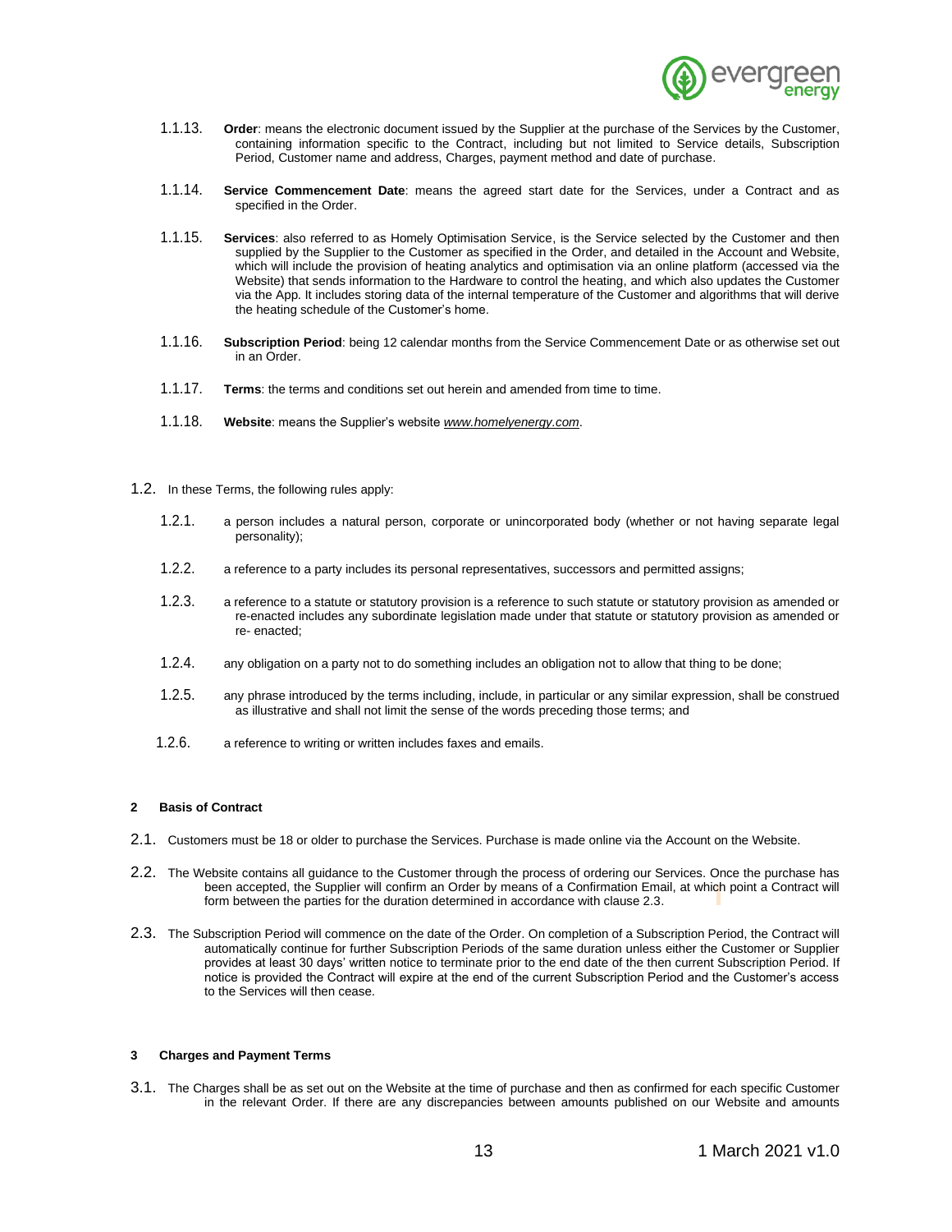1.1.13. **Order**: means the electronic document issued by the Supplier at the purchase of the Services by the Customer, containing information specific to the Contract, including but not limited to Service details, Subscription Period, Customer name and address, Charges, payment method and date of purchase.

1.1.14. **Service Commencement Date**: means the agreed start date for the Services, under a Contract and as specified in the Order.

1.1.15. **Services**: also referred to as Homely Optimisation Service, is the Service selected by the Customer and then supplied by the Supplier to the Customer as specified in the Order, and detailed in the Account and Website, which will include the provision of heating analytics and optimisation via an online platform (accessed via the Website) that sends information to the Hardware to control the heating, and which also updates the Customer via the App. It includes storing data of the internal temperature of the Customer and algorithms that will derive the heating schedule of the Customer's home.

1.1.16. **Subscription Period**: being 12 calendar months from the Service Commencement Date or as otherwise set out in an Order.

1.1.17. **Terms**: the terms and conditions set out herein and amended from time to time.

1.1.18. **Website**: means the Supplier's website *www.homelyenergy.com*.

1.2. In these Terms, the following rules apply:

1.2.1. a person includes a natural person, corporate or unincorporated body (whether or not having separate legal personality);

1.2.2. a reference to a party includes its personal representatives, successors and permitted assigns;

1.2.3. a reference to a statute or statutory provision is a reference to such statute or statutory provision as amended or re-enacted includes any subordinate legislation made under that statute or statutory provision as amended or re- enacted;

1.2.4. any obligation on a party not to do something includes an obligation not to allow that thing to be done;

1.2.5. any phrase introduced by the terms including, include, in particular or any similar expression, shall be construed as illustrative and shall not limit the sense of the words preceding those terms; and

1.2.6. a reference to writing or written includes faxes and emails.

**2 Basis of Contract**

2.1. Customers must be 18 or older to purchase the Services. Purchase is made online via the Account on the Website.

2.2. The Website contains all guidance to the Customer through the process of ordering our Services. Once the purchase has been accepted, the Supplier will confirm an Order by means of a Confirmation Email, at which point a Contract will form between the parties for the duration determined in accordance with clause 2.3.

2.3. The Subscription Period will commence on the date of the Order. On completion of a Subscription Period, the Contract will automatically continue for further Subscription Periods of the same duration unless either the Customer or Supplier provides at least 30 days' written notice to terminate prior to the end date of the then current Subscription Period. If notice is provided the Contract will expire at the end of the current Subscription Period and the Customer's access to the Services will then cease.

**3 Charges and Payment Terms**

3.1. The Charges shall be as set out on the Website at the time of purchase and then as confirmed for each specific Customer in the relevant Order. If there are any discrepancies between amounts published on our Website and amounts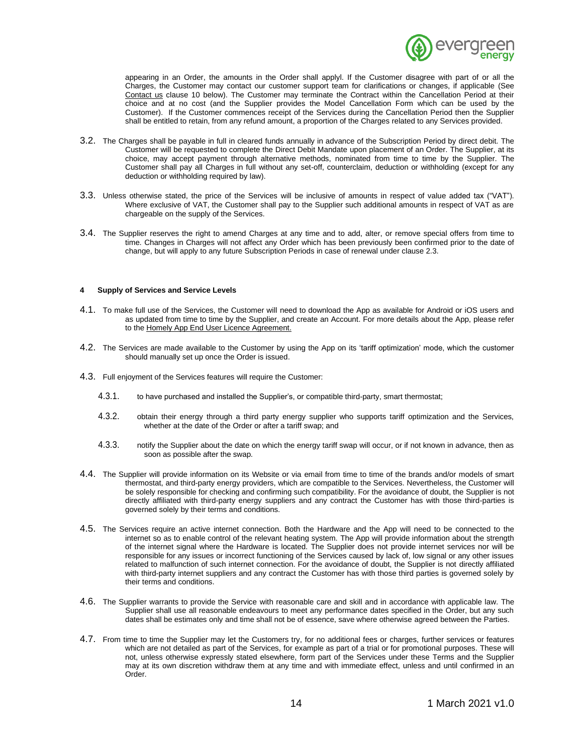appearing in an Order, the amounts in the Order shall applyl. If the Customer disagree with part of or all the Charges, the Customer may contact our customer support team for clarifications or changes, if applicable (See Contact us clause 10 below). The Customer may terminate the Contract within the Cancellation Period at their choice and at no cost (and the Supplier provides the Model Cancellation Form which can be used by the Customer). If the Customer commences receipt of the Services during the Cancellation Period then the Supplier shall be entitled to retain, from any refund amount, a proportion of the Charges related to any Services provided.

3.2. The Charges shall be payable in full in cleared funds annually in advance of the Subscription Period by direct debit. The Customer will be requested to complete the Direct Debit Mandate upon placement of an Order. The Supplier, at its choice, may accept payment through alternative methods, nominated from time to time by the Supplier. The Customer shall pay all Charges in full without any set-off, counterclaim, deduction or withholding (except for any deduction or withholding required by law).

3.3. Unless otherwise stated, the price of the Services will be inclusive of amounts in respect of value added tax ("VAT"). Where exclusive of VAT, the Customer shall pay to the Supplier such additional amounts in respect of VAT as are chargeable on the supply of the Services.

3.4. The Supplier reserves the right to amend Charges at any time and to add, alter, or remove special offers from time to time. Changes in Charges will not affect any Order which has been previously been confirmed prior to the date of change, but will apply to any future Subscription Periods in case of renewal under clause 2.3.

**4 Supply of Services and Service Levels**

4.1. To make full use of the Services, the Customer will need to download the App as available for Android or iOS users and as updated from time to time by the Supplier, and create an Account. For more details about the App, please refer to the Homely App End User Licence Agreement.

4.2. The Services are made available to the Customer by using the App on its 'tariff optimization' mode, which the customer should manually set up once the Order is issued.

4.3. Full enjoyment of the Services features will require the Customer:

4.3.1. to have purchased and installed the Supplier's, or compatible third-party, smart thermostat;

4.3.2. obtain their energy through a third party energy supplier who supports tariff optimization and the Services, whether at the date of the Order or after a tariff swap; and

4.3.3. notify the Supplier about the date on which the energy tariff swap will occur, or if not known in advance, then as soon as possible after the swap.

4.4. The Supplier will provide information on its Website or via email from time to time of the brands and/or models of smart thermostat, and third-party energy providers, which are compatible to the Services. Nevertheless, the Customer will be solely responsible for checking and confirming such compatibility. For the avoidance of doubt, the Supplier is not directly affiliated with third-party energy suppliers and any contract the Customer has with those third-parties is governed solely by their terms and conditions.

4.5. The Services require an active internet connection. Both the Hardware and the App will need to be connected to the internet so as to enable control of the relevant heating system. The App will provide information about the strength of the internet signal where the Hardware is located. The Supplier does not provide internet services nor will be responsible for any issues or incorrect functioning of the Services caused by lack of, low signal or any other issues related to malfunction of such internet connection. For the avoidance of doubt, the Supplier is not directly affiliated with third-party internet suppliers and any contract the Customer has with those third parties is governed solely by their terms and conditions.

4.6. The Supplier warrants to provide the Service with reasonable care and skill and in accordance with applicable law. The Supplier shall use all reasonable endeavours to meet any performance dates specified in the Order, but any such dates shall be estimates only and time shall not be of essence, save where otherwise agreed between the Parties.

4.7. From time to time the Supplier may let the Customers try, for no additional fees or charges, further services or features which are not detailed as part of the Services, for example as part of a trial or for promotional purposes. These will not, unless otherwise expressly stated elsewhere, form part of the Services under these Terms and the Supplier may at its own discretion withdraw them at any time and with immediate effect, unless and until confirmed in an Order.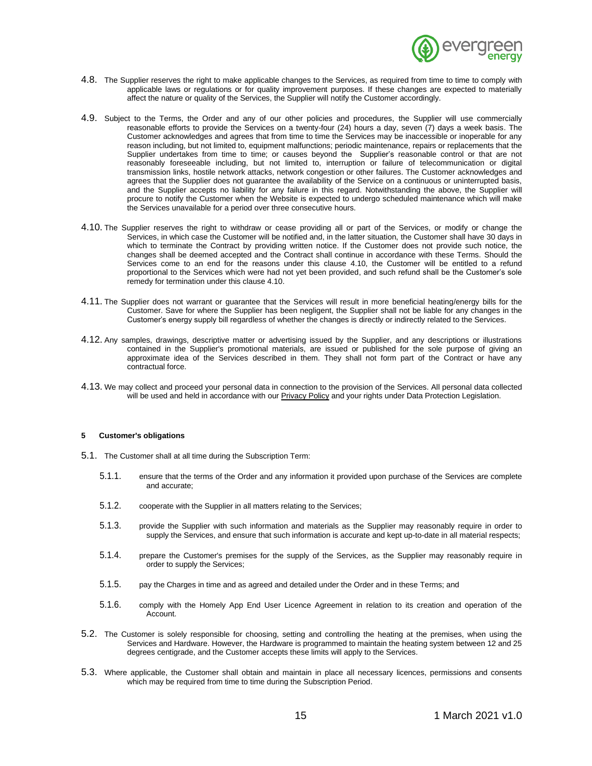4.8. The Supplier reserves the right to make applicable changes to the Services, as required from time to time to comply with applicable laws or regulations or for quality improvement purposes. If these changes are expected to materially affect the nature or quality of the Services, the Supplier will notify the Customer accordingly.

4.9. Subject to the Terms, the Order and any of our other policies and procedures, the Supplier will use commercially reasonable efforts to provide the Services on a twenty-four (24) hours a day, seven (7) days a week basis. The Customer acknowledges and agrees that from time to time the Services may be inaccessible or inoperable for any reason including, but not limited to, equipment malfunctions; periodic maintenance, repairs or replacements that the Supplier undertakes from time to time; or causes beyond the Supplier's reasonable control or that are not reasonably foreseeable including, but not limited to, interruption or failure of telecommunication or digital transmission links, hostile network attacks, network congestion or other failures. The Customer acknowledges and agrees that the Supplier does not guarantee the availability of the Service on a continuous or uninterrupted basis, and the Supplier accepts no liability for any failure in this regard. Notwithstanding the above, the Supplier will procure to notify the Customer when the Website is expected to undergo scheduled maintenance which will make the Services unavailable for a period over three consecutive hours.

4.10. The Supplier reserves the right to withdraw or cease providing all or part of the Services, or modify or change the Services, in which case the Customer will be notified and, in the latter situation, the Customer shall have 30 days in which to terminate the Contract by providing written notice. If the Customer does not provide such notice, the changes shall be deemed accepted and the Contract shall continue in accordance with these Terms. Should the Services come to an end for the reasons under this clause 4.10, the Customer will be entitled to a refund proportional to the Services which were had not yet been provided, and such refund shall be the Customer's sole remedy for termination under this clause 4.10.

4.11. The Supplier does not warrant or guarantee that the Services will result in more beneficial heating/energy bills for the Customer. Save for where the Supplier has been negligent, the Supplier shall not be liable for any changes in the Customer's energy supply bill regardless of whether the changes is directly or indirectly related to the Services.

4.12. Any samples, drawings, descriptive matter or advertising issued by the Supplier, and any descriptions or illustrations contained in the Supplier's promotional materials, are issued or published for the sole purpose of giving an approximate idea of the Services described in them. They shall not form part of the Contract or have any contractual force.

4.13. We may collect and proceed your personal data in connection to the provision of the Services. All personal data collected will be used and held in accordance with our Privacy Policy and your rights under Data Protection Legislation.

**5 Customer's obligations**

5.1. The Customer shall at all time during the Subscription Term:

5.1.1. ensure that the terms of the Order and any information it provided upon purchase of the Services are complete and accurate;

5.1.2. cooperate with the Supplier in all matters relating to the Services;

5.1.3. provide the Supplier with such information and materials as the Supplier may reasonably require in order to supply the Services, and ensure that such information is accurate and kept up-to-date in all material respects;

5.1.4. prepare the Customer's premises for the supply of the Services, as the Supplier may reasonably require in order to supply the Services;

5.1.5. pay the Charges in time and as agreed and detailed under the Order and in these Terms; and

5.1.6. comply with the Homely App End User Licence Agreement in relation to its creation and operation of the Account.

5.2. The Customer is solely responsible for choosing, setting and controlling the heating at the premises, when using the Services and Hardware. However, the Hardware is programmed to maintain the heating system between 12 and 25 degrees centigrade, and the Customer accepts these limits will apply to the Services.

5.3. Where applicable, the Customer shall obtain and maintain in place all necessary licences, permissions and consents which may be required from time to time during the Subscription Period.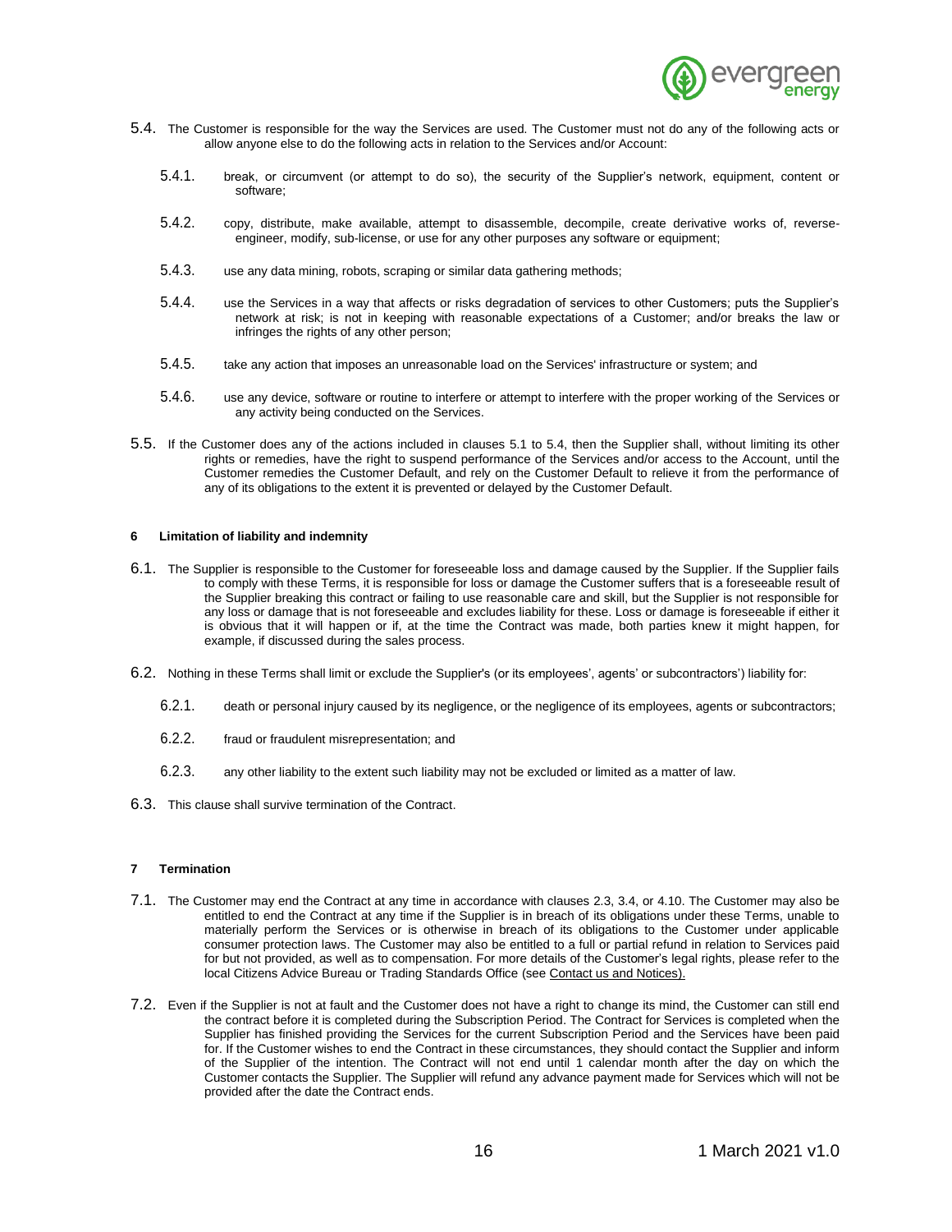5.4. The Customer is responsible for the way the Services are used. The Customer must not do any of the following acts or allow anyone else to do the following acts in relation to the Services and/or Account:

5.4.1. break, or circumvent (or attempt to do so), the security of the Supplier's network, equipment, content or software;

5.4.2. copy, distribute, make available, attempt to disassemble, decompile, create derivative works of, reverse-engineer, modify, sub-license, or use for any other purposes any software or equipment;

5.4.3. use any data mining, robots, scraping or similar data gathering methods;

5.4.4. use the Services in a way that affects or risks degradation of services to other Customers; puts the Supplier's network at risk; is not in keeping with reasonable expectations of a Customer; and/or breaks the law or infringes the rights of any other person;

5.4.5. take any action that imposes an unreasonable load on the Services' infrastructure or system; and

5.4.6. use any device, software or routine to interfere or attempt to interfere with the proper working of the Services or any activity being conducted on the Services.

5.5. If the Customer does any of the actions included in clauses 5.1 to 5.4, then the Supplier shall, without limiting its other rights or remedies, have the right to suspend performance of the Services and/or access to the Account, until the Customer remedies the Customer Default, and rely on the Customer Default to relieve it from the performance of any of its obligations to the extent it is prevented or delayed by the Customer Default.

## 6 Limitation of liability and indemnity

6.1. The Supplier is responsible to the Customer for foreseeable loss and damage caused by the Supplier. If the Supplier fails to comply with these Terms, it is responsible for loss or damage the Customer suffers that is a foreseeable result of the Supplier breaking this contract or failing to use reasonable care and skill, but the Supplier is not responsible for any loss or damage that is not foreseeable and excludes liability for these. Loss or damage is foreseeable if either it is obvious that it will happen or if, at the time the Contract was made, both parties knew it might happen, for example, if discussed during the sales process.

6.2. Nothing in these Terms shall limit or exclude the Supplier's (or its employees', agents' or subcontractors') liability for:

6.2.1. death or personal injury caused by its negligence, or the negligence of its employees, agents or subcontractors;

6.2.2. fraud or fraudulent misrepresentation; and

6.2.3. any other liability to the extent such liability may not be excluded or limited as a matter of law.

6.3. This clause shall survive termination of the Contract.

## 7 Termination

7.1. The Customer may end the Contract at any time in accordance with clauses 2.3, 3.4, or 4.10. The Customer may also be entitled to end the Contract at any time if the Supplier is in breach of its obligations under these Terms, unable to materially perform the Services or is otherwise in breach of its obligations to the Customer under applicable consumer protection laws. The Customer may also be entitled to a full or partial refund in relation to Services paid for but not provided, as well as to compensation. For more details of the Customer's legal rights, please refer to the local Citizens Advice Bureau or Trading Standards Office (see Contact us and Notices).

7.2. Even if the Supplier is not at fault and the Customer does not have a right to change its mind, the Customer can still end the contract before it is completed during the Subscription Period. The Contract for Services is completed when the Supplier has finished providing the Services for the current Subscription Period and the Services have been paid for. If the Customer wishes to end the Contract in these circumstances, they should contact the Supplier and inform of the Supplier of the intention. The Contract will not end until 1 calendar month after the day on which the Customer contacts the Supplier. The Supplier will refund any advance payment made for Services which will not be provided after the date the Contract ends.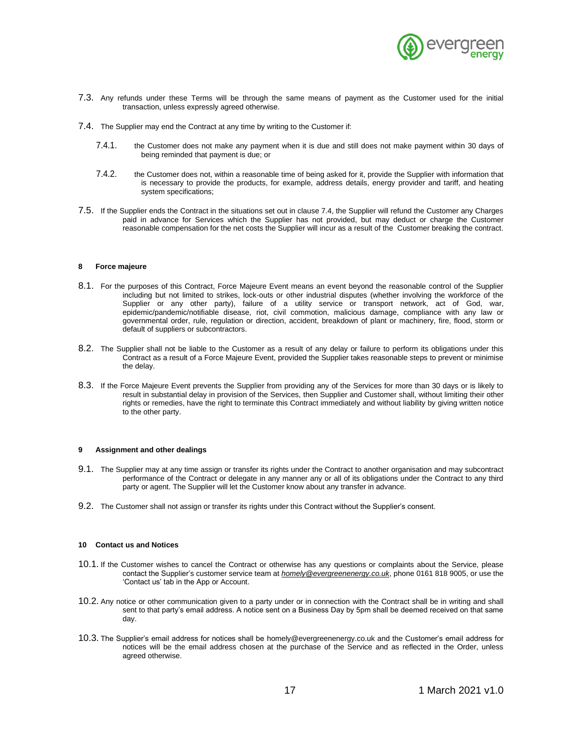7.3. Any refunds under these Terms will be through the same means of payment as the Customer used for the initial transaction, unless expressly agreed otherwise.

7.4. The Supplier may end the Contract at any time by writing to the Customer if:

7.4.1. the Customer does not make any payment when it is due and still does not make payment within 30 days of being reminded that payment is due; or

7.4.2. the Customer does not, within a reasonable time of being asked for it, provide the Supplier with information that is necessary to provide the products, for example, address details, energy provider and tariff, and heating system specifications;

7.5. If the Supplier ends the Contract in the situations set out in clause 7.4, the Supplier will refund the Customer any Charges paid in advance for Services which the Supplier has not provided, but may deduct or charge the Customer reasonable compensation for the net costs the Supplier will incur as a result of the Customer breaking the contract.

**8 Force majeure**

8.1. For the purposes of this Contract, Force Majeure Event means an event beyond the reasonable control of the Supplier including but not limited to strikes, lock-outs or other industrial disputes (whether involving the workforce of the Supplier or any other party), failure of a utility service or transport network, act of God, war, epidemic/pandemic/notifiable disease, riot, civil commotion, malicious damage, compliance with any law or governmental order, rule, regulation or direction, accident, breakdown of plant or machinery, fire, flood, storm or default of suppliers or subcontractors.

8.2. The Supplier shall not be liable to the Customer as a result of any delay or failure to perform its obligations under this Contract as a result of a Force Majeure Event, provided the Supplier takes reasonable steps to prevent or minimise the delay.

8.3. If the Force Majeure Event prevents the Supplier from providing any of the Services for more than 30 days or is likely to result in substantial delay in provision of the Services, then Supplier and Customer shall, without limiting their other rights or remedies, have the right to terminate this Contract immediately and without liability by giving written notice to the other party.

**9 Assignment and other dealings**

9.1. The Supplier may at any time assign or transfer its rights under the Contract to another organisation and may subcontract performance of the Contract or delegate in any manner any or all of its obligations under the Contract to any third party or agent. The Supplier will let the Customer know about any transfer in advance.

9.2. The Customer shall not assign or transfer its rights under this Contract without the Supplier's consent.

**10 Contact us and Notices**

10.1. If the Customer wishes to cancel the Contract or otherwise has any questions or complaints about the Service, please contact the Supplier's customer service team at *homely@evergreenenergy.co.uk*, phone 0161 818 9005, or use the 'Contact us' tab in the App or Account.

10.2. Any notice or other communication given to a party under or in connection with the Contract shall be in writing and shall sent to that party's email address. A notice sent on a Business Day by 5pm shall be deemed received on that same day.

10.3. The Supplier's email address for notices shall be homely@evergreenenergy.co.uk and the Customer's email address for notices will be the email address chosen at the purchase of the Service and as reflected in the Order, unless agreed otherwise.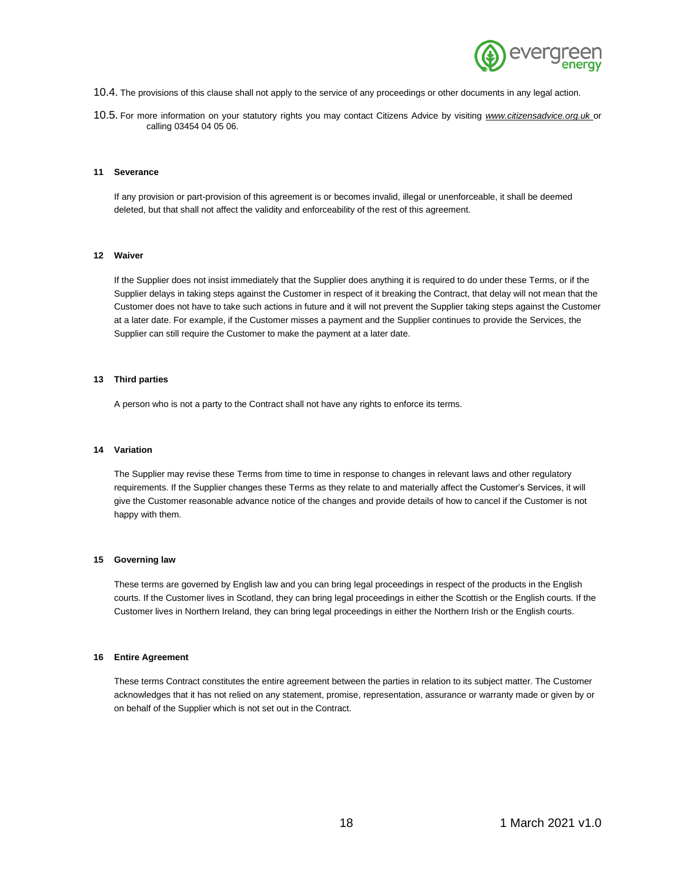10.4. The provisions of this clause shall not apply to the service of any proceedings or other documents in any legal action.

10.5. For more information on your statutory rights you may contact Citizens Advice by visiting *www.citizensadvice.org.uk* or calling 03454 04 05 06.

## 11 Severance

If any provision or part-provision of this agreement is or becomes invalid, illegal or unenforceable, it shall be deemed deleted, but that shall not affect the validity and enforceability of the rest of this agreement.

## 12 Waiver

If the Supplier does not insist immediately that the Supplier does anything it is required to do under these Terms, or if the Supplier delays in taking steps against the Customer in respect of it breaking the Contract, that delay will not mean that the Customer does not have to take such actions in future and it will not prevent the Supplier taking steps against the Customer at a later date. For example, if the Customer misses a payment and the Supplier continues to provide the Services, the Supplier can still require the Customer to make the payment at a later date.

## 13 Third parties

A person who is not a party to the Contract shall not have any rights to enforce its terms.

## 14 Variation

The Supplier may revise these Terms from time to time in response to changes in relevant laws and other regulatory requirements. If the Supplier changes these Terms as they relate to and materially affect the Customer's Services, it will give the Customer reasonable advance notice of the changes and provide details of how to cancel if the Customer is not happy with them.

## 15 Governing law

These terms are governed by English law and you can bring legal proceedings in respect of the products in the English courts. If the Customer lives in Scotland, they can bring legal proceedings in either the Scottish or the English courts. If the Customer lives in Northern Ireland, they can bring legal proceedings in either the Northern Irish or the English courts.

## 16 Entire Agreement

These terms Contract constitutes the entire agreement between the parties in relation to its subject matter. The Customer acknowledges that it has not relied on any statement, promise, representation, assurance or warranty made or given by or on behalf of the Supplier which is not set out in the Contract.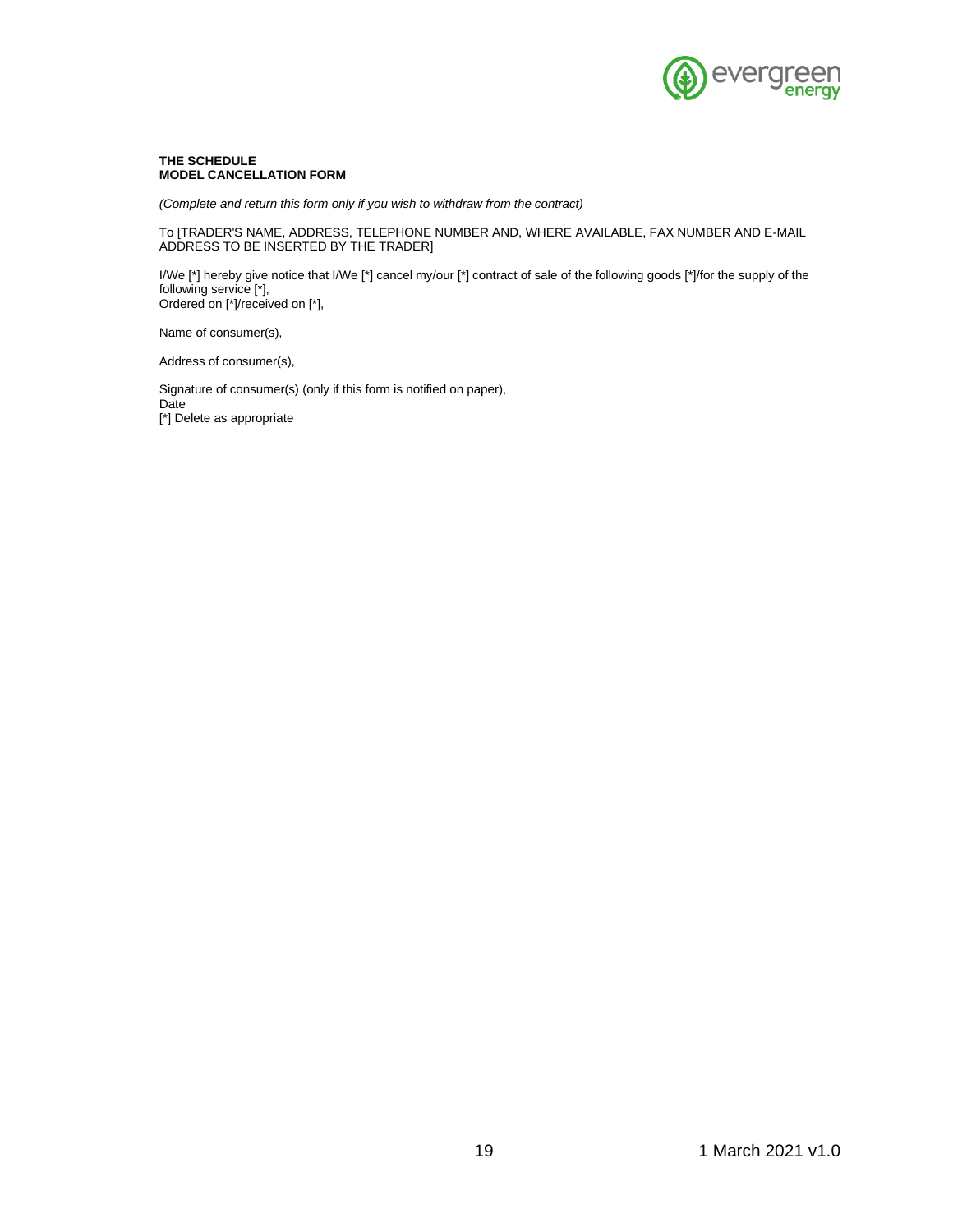**THE SCHEDULE**
**MODEL CANCELLATION FORM**

*(Complete and return this form only if you wish to withdraw from the contract)*

To [TRADER'S NAME, ADDRESS, TELEPHONE NUMBER AND, WHERE AVAILABLE, FAX NUMBER AND E-MAIL ADDRESS TO BE INSERTED BY THE TRADER]

I/We [*] hereby give notice that I/We [*] cancel my/our [*] contract of sale of the following goods [*]/for the supply of the following service [*],
Ordered on [*]/received on [*],

Name of consumer(s),

Address of consumer(s),

Signature of consumer(s) (only if this form is notified on paper),
Date
[*] Delete as appropriate